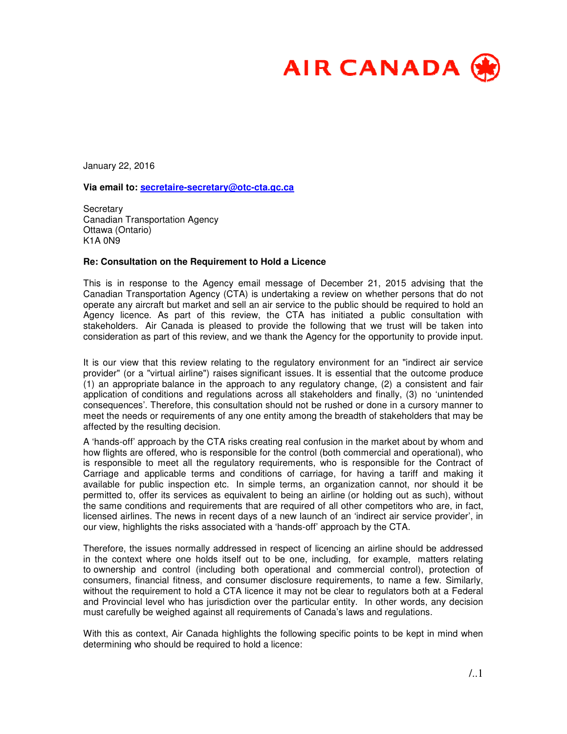AIR CANADA

January 22, 2016

**Via email to: secretaire-secretary@otc-cta.gc.ca**

Secretary
Canadian Transportation Agency
Ottawa (Ontario)
K1A 0N9

**Re: Consultation on the Requirement to Hold a Licence**

This is in response to the Agency email message of December 21, 2015 advising that the Canadian Transportation Agency (CTA) is undertaking a review on whether persons that do not operate any aircraft but market and sell an air service to the public should be required to hold an Agency licence. As part of this review, the CTA has initiated a public consultation with stakeholders. Air Canada is pleased to provide the following that we trust will be taken into consideration as part of this review, and we thank the Agency for the opportunity to provide input.

It is our view that this review relating to the regulatory environment for an "indirect air service provider" (or a "virtual airline") raises significant issues. It is essential that the outcome produce (1) an appropriate balance in the approach to any regulatory change, (2) a consistent and fair application of conditions and regulations across all stakeholders and finally, (3) no 'unintended consequences'. Therefore, this consultation should not be rushed or done in a cursory manner to meet the needs or requirements of any one entity among the breadth of stakeholders that may be affected by the resulting decision.

A 'hands-off' approach by the CTA risks creating real confusion in the market about by whom and how flights are offered, who is responsible for the control (both commercial and operational), who is responsible to meet all the regulatory requirements, who is responsible for the Contract of Carriage and applicable terms and conditions of carriage, for having a tariff and making it available for public inspection etc. In simple terms, an organization cannot, nor should it be permitted to, offer its services as equivalent to being an airline (or holding out as such), without the same conditions and requirements that are required of all other competitors who are, in fact, licensed airlines. The news in recent days of a new launch of an 'indirect air service provider', in our view, highlights the risks associated with a 'hands-off' approach by the CTA.

Therefore, the issues normally addressed in respect of licencing an airline should be addressed in the context where one holds itself out to be one, including, for example, matters relating to ownership and control (including both operational and commercial control), protection of consumers, financial fitness, and consumer disclosure requirements, to name a few. Similarly, without the requirement to hold a CTA licence it may not be clear to regulators both at a Federal and Provincial level who has jurisdiction over the particular entity. In other words, any decision must carefully be weighed against all requirements of Canada's laws and regulations.

With this as context, Air Canada highlights the following specific points to be kept in mind when determining who should be required to hold a licence: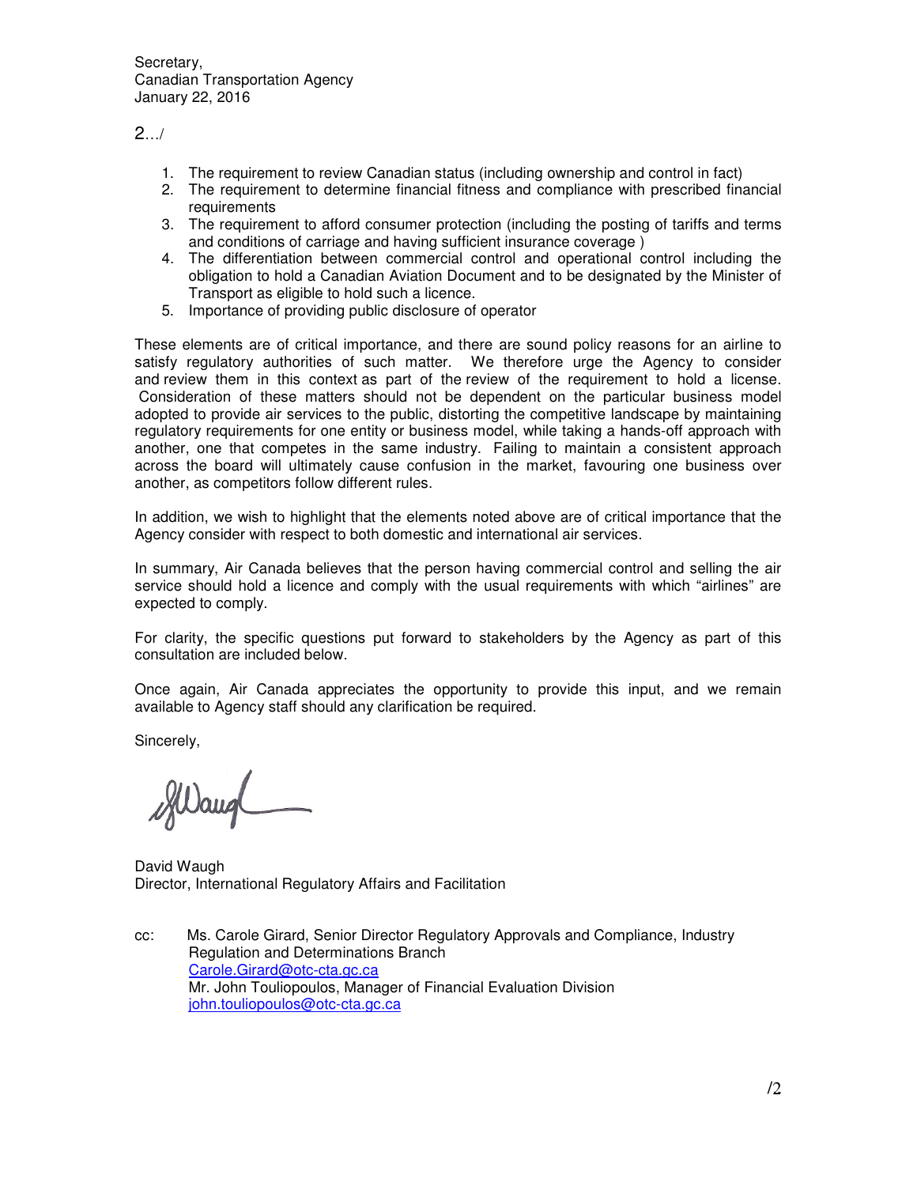Secretary,
Canadian Transportation Agency
January 22, 2016

2.../

1. The requirement to review Canadian status (including ownership and control in fact)
2. The requirement to determine financial fitness and compliance with prescribed financial requirements
3. The requirement to afford consumer protection (including the posting of tariffs and terms and conditions of carriage and having sufficient insurance coverage )
4. The differentiation between commercial control and operational control including the obligation to hold a Canadian Aviation Document and to be designated by the Minister of Transport as eligible to hold such a licence.
5. Importance of providing public disclosure of operator

These elements are of critical importance, and there are sound policy reasons for an airline to satisfy regulatory authorities of such matter. We therefore urge the Agency to consider and review them in this context as part of the review of the requirement to hold a license. Consideration of these matters should not be dependent on the particular business model adopted to provide air services to the public, distorting the competitive landscape by maintaining regulatory requirements for one entity or business model, while taking a hands-off approach with another, one that competes in the same industry. Failing to maintain a consistent approach across the board will ultimately cause confusion in the market, favouring one business over another, as competitors follow different rules.

In addition, we wish to highlight that the elements noted above are of critical importance that the Agency consider with respect to both domestic and international air services.

In summary, Air Canada believes that the person having commercial control and selling the air service should hold a licence and comply with the usual requirements with which "airlines" are expected to comply.

For clarity, the specific questions put forward to stakeholders by the Agency as part of this consultation are included below.

Once again, Air Canada appreciates the opportunity to provide this input, and we remain available to Agency staff should any clarification be required.

Sincerely,

David Waugh
Director, International Regulatory Affairs and Facilitation

cc: Ms. Carole Girard, Senior Director Regulatory Approvals and Compliance, Industry Regulation and Determinations Branch
Carole.Girard@otc-cta.gc.ca
Mr. John Touliopoulos, Manager of Financial Evaluation Division
john.touliopoulos@otc-cta.gc.ca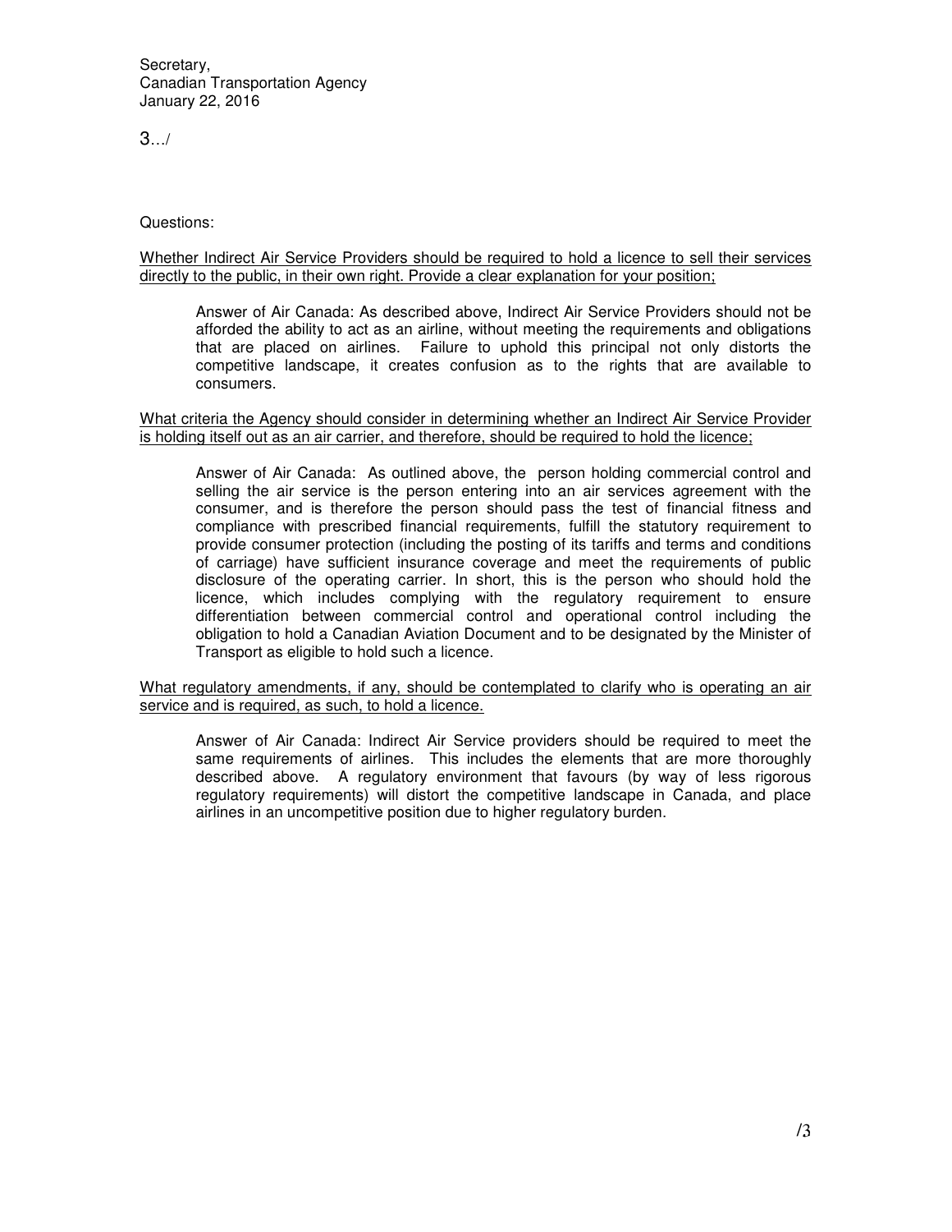Questions:

Whether Indirect Air Service Providers should be required to hold a licence to sell their services directly to the public, in their own right. Provide a clear explanation for your position;

> Answer of Air Canada: As described above, Indirect Air Service Providers should not be afforded the ability to act as an airline, without meeting the requirements and obligations that are placed on airlines. Failure to uphold this principal not only distorts the competitive landscape, it creates confusion as to the rights that are available to consumers.

What criteria the Agency should consider in determining whether an Indirect Air Service Provider is holding itself out as an air carrier, and therefore, should be required to hold the licence;

> Answer of Air Canada: As outlined above, the person holding commercial control and selling the air service is the person entering into an air services agreement with the consumer, and is therefore the person should pass the test of financial fitness and compliance with prescribed financial requirements, fulfill the statutory requirement to provide consumer protection (including the posting of its tariffs and terms and conditions of carriage) have sufficient insurance coverage and meet the requirements of public disclosure of the operating carrier. In short, this is the person who should hold the licence, which includes complying with the regulatory requirement to ensure differentiation between commercial control and operational control including the obligation to hold a Canadian Aviation Document and to be designated by the Minister of Transport as eligible to hold such a licence.

What regulatory amendments, if any, should be contemplated to clarify who is operating an air service and is required, as such, to hold a licence.

> Answer of Air Canada: Indirect Air Service providers should be required to meet the same requirements of airlines. This includes the elements that are more thoroughly described above. A regulatory environment that favours (by way of less rigorous regulatory requirements) will distort the competitive landscape in Canada, and place airlines in an uncompetitive position due to higher regulatory burden.